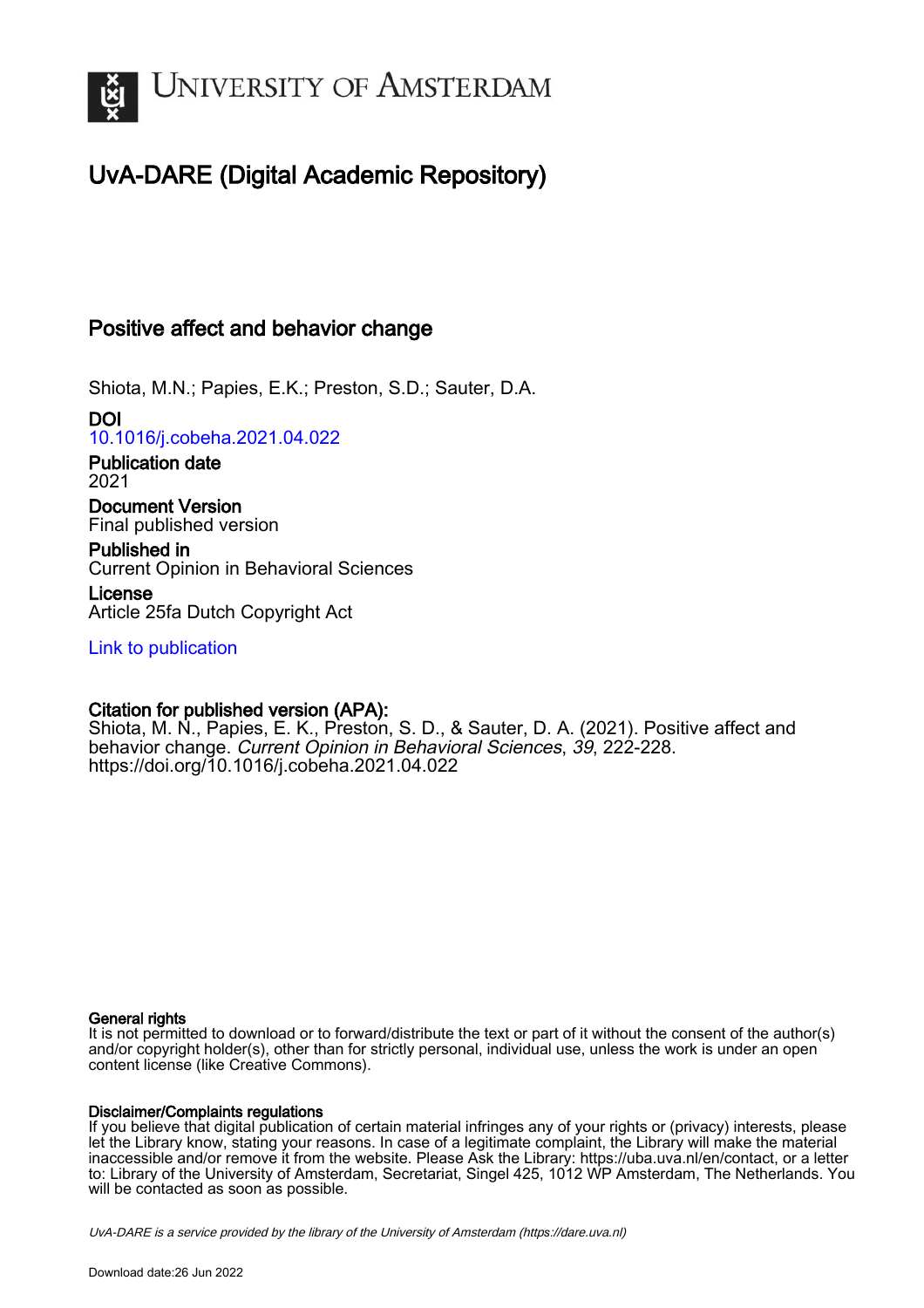# UvA-DARE (Digital Academic Repository)

## Positive affect and behavior change

Shiota, M.N.; Papies, E.K.; Preston, S.D.; Sauter, D.A.

**DOI**
10.1016/j.cobeha.2021.04.022

**Publication date**
2021

**Document Version**
Final published version

**Published in**
Current Opinion in Behavioral Sciences

**License**
Article 25fa Dutch Copyright Act

Link to publication

**Citation for published version (APA):**
Shiota, M. N., Papies, E. K., Preston, S. D., & Sauter, D. A. (2021). Positive affect and behavior change. *Current Opinion in Behavioral Sciences*, *39*, 222-228. https://doi.org/10.1016/j.cobeha.2021.04.022

**General rights**
It is not permitted to download or to forward/distribute the text or part of it without the consent of the author(s) and/or copyright holder(s), other than for strictly personal, individual use, unless the work is under an open content license (like Creative Commons).

**Disclaimer/Complaints regulations**
If you believe that digital publication of certain material infringes any of your rights or (privacy) interests, please let the Library know, stating your reasons. In case of a legitimate complaint, the Library will make the material inaccessible and/or remove it from the website. Please Ask the Library: https://uba.uva.nl/en/contact, or a letter to: Library of the University of Amsterdam, Secretariat, Singel 425, 1012 WP Amsterdam, The Netherlands. You will be contacted as soon as possible.

UvA-DARE is a service provided by the library of the University of Amsterdam (https://dare.uva.nl)

Download date:26 Jun 2022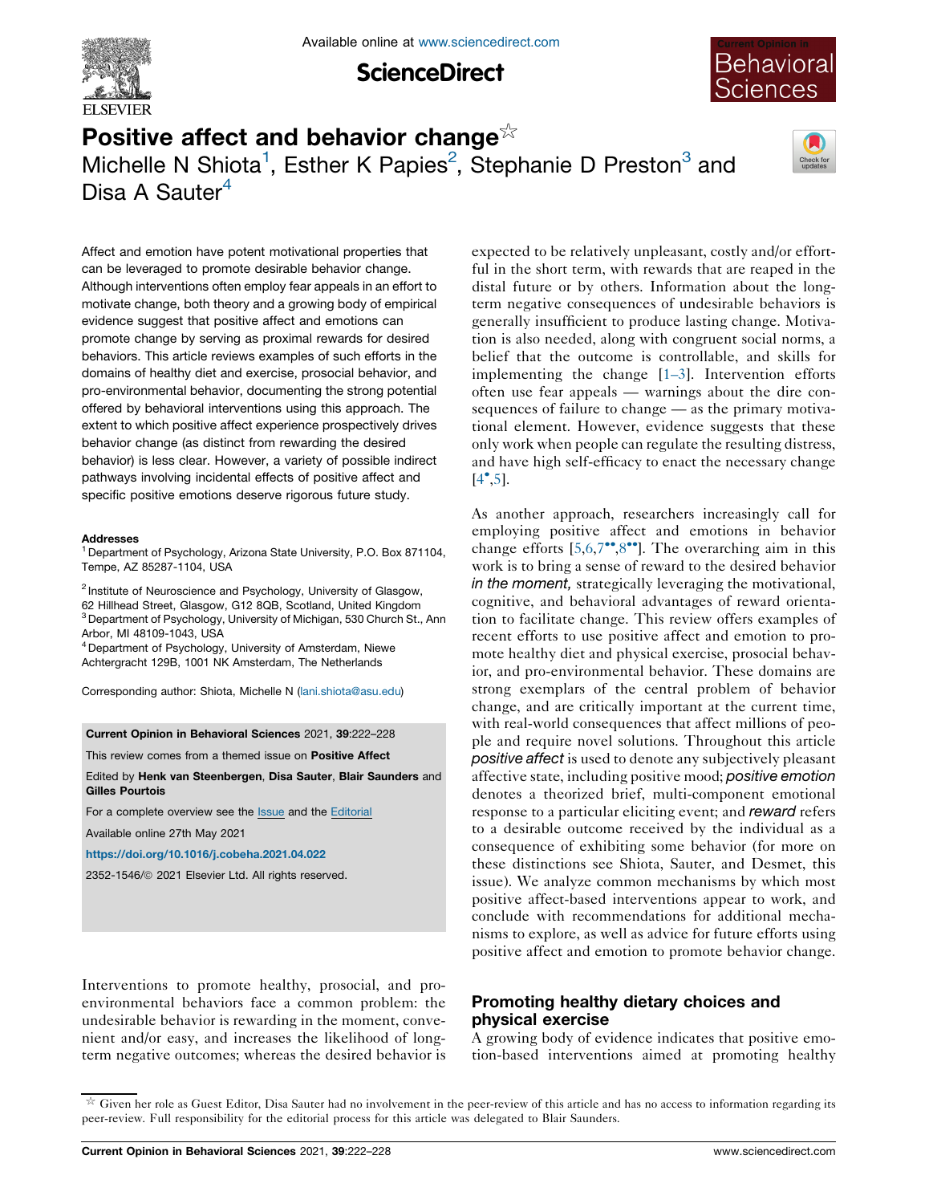# Positive affect and behavior change☆

Michelle N Shiota[1], Esther K Papies[2], Stephanie D Preston[3] and Disa A Sauter[4]

Affect and emotion have potent motivational properties that can be leveraged to promote desirable behavior change. Although interventions often employ fear appeals in an effort to motivate change, both theory and a growing body of empirical evidence suggest that positive affect and emotions can promote change by serving as proximal rewards for desired behaviors. This article reviews examples of such efforts in the domains of healthy diet and exercise, prosocial behavior, and pro-environmental behavior, documenting the strong potential offered by behavioral interventions using this approach. The extent to which positive affect experience prospectively drives behavior change (as distinct from rewarding the desired behavior) is less clear. However, a variety of possible indirect pathways involving incidental effects of positive affect and specific positive emotions deserve rigorous future study.

**Addresses**

[1] Department of Psychology, Arizona State University, P.O. Box 871104, Tempe, AZ 85287-1104, USA

[2] Institute of Neuroscience and Psychology, University of Glasgow, 62 Hillhead Street, Glasgow, G12 8QB, Scotland, United Kingdom

[3] Department of Psychology, University of Michigan, 530 Church St., Ann Arbor, MI 48109-1043, USA

[4] Department of Psychology, University of Amsterdam, Niewe Achtergracht 129B, 1001 NK Amsterdam, The Netherlands

Corresponding author: Shiota, Michelle N (lani.shiota@asu.edu)

**Current Opinion in Behavioral Sciences** 2021, **39**:222–228

This review comes from a themed issue on **Positive Affect**

Edited by **Henk van Steenbergen, Disa Sauter, Blair Saunders** and **Gilles Pourtois**

For a complete overview see the Issue and the Editorial

Available online 27th May 2021

https://doi.org/10.1016/j.cobeha.2021.04.022

2352-1546/© 2021 Elsevier Ltd. All rights reserved.

Interventions to promote healthy, prosocial, and pro-environmental behaviors face a common problem: the undesirable behavior is rewarding in the moment, convenient and/or easy, and increases the likelihood of long-term negative outcomes; whereas the desired behavior is expected to be relatively unpleasant, costly and/or effortful in the short term, with rewards that are reaped in the distal future or by others. Information about the long-term negative consequences of undesirable behaviors is generally insufficient to produce lasting change. Motivation is also needed, along with congruent social norms, a belief that the outcome is controllable, and skills for implementing the change [1–3]. Intervention efforts often use fear appeals — warnings about the dire consequences of failure to change — as the primary motivational element. However, evidence suggests that these only work when people can regulate the resulting distress, and have high self-efficacy to enact the necessary change [4•,5].

As another approach, researchers increasingly call for employing positive affect and emotions in behavior change efforts [5,6,7••,8••]. The overarching aim in this work is to bring a sense of reward to the desired behavior *in the moment,* strategically leveraging the motivational, cognitive, and behavioral advantages of reward orientation to facilitate change. This review offers examples of recent efforts to use positive affect and emotion to promote healthy diet and physical exercise, prosocial behavior, and pro-environmental behavior. These domains are strong exemplars of the central problem of behavior change, and are critically important at the current time, with real-world consequences that affect millions of people and require novel solutions. Throughout this article *positive affect* is used to denote any subjectively pleasant affective state, including positive mood; *positive emotion* denotes a theorized brief, multi-component emotional response to a particular eliciting event; and *reward* refers to a desirable outcome received by the individual as a consequence of exhibiting some behavior (for more on these distinctions see Shiota, Sauter, and Desmet, this issue). We analyze common mechanisms by which most positive affect-based interventions appear to work, and conclude with recommendations for additional mechanisms to explore, as well as advice for future efforts using positive affect and emotion to promote behavior change.

## Promoting healthy dietary choices and physical exercise

A growing body of evidence indicates that positive emotion-based interventions aimed at promoting healthy

☆ Given her role as Guest Editor, Disa Sauter had no involvement in the peer-review of this article and has no access to information regarding its peer-review. Full responsibility for the editorial process for this article was delegated to Blair Saunders.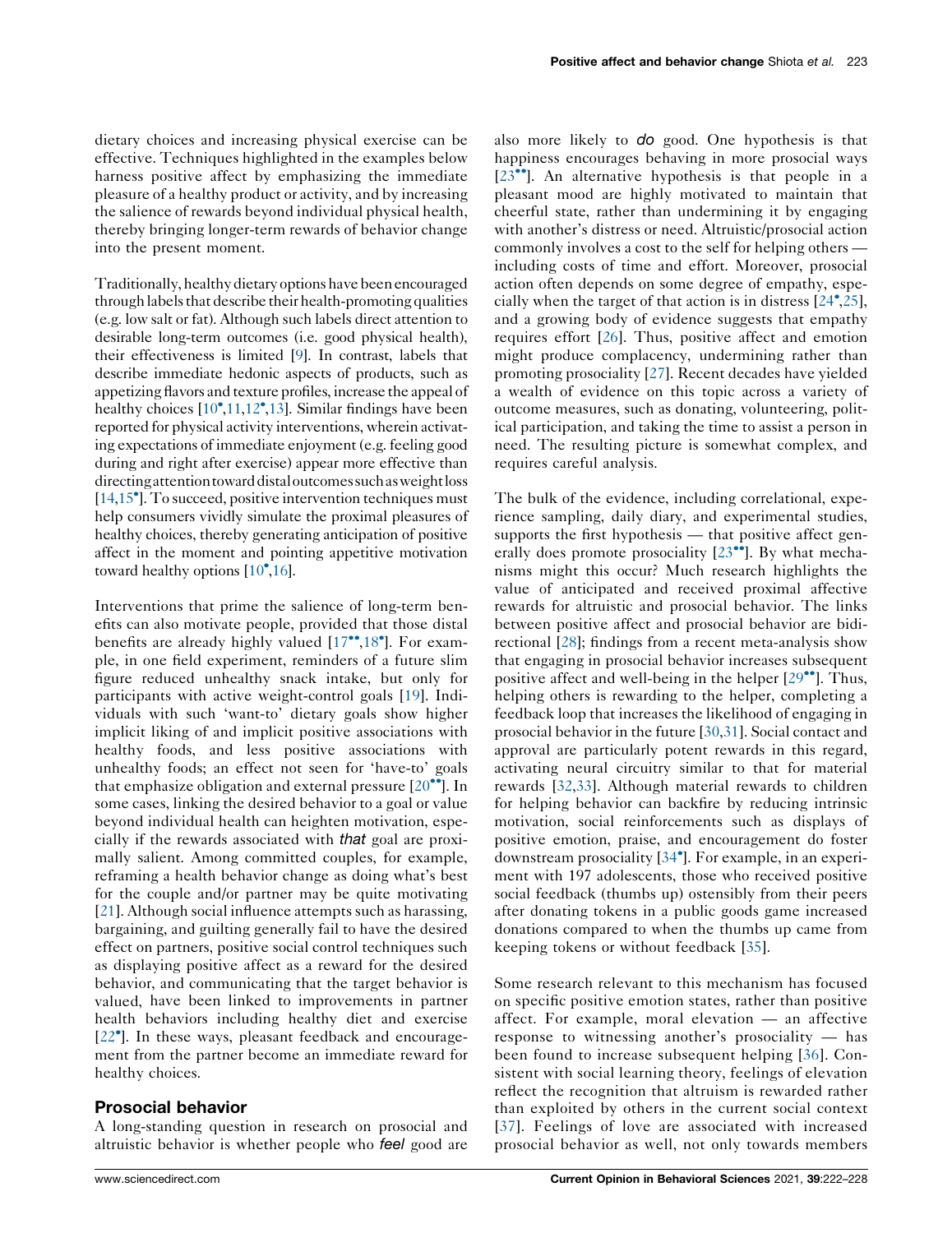dietary choices and increasing physical exercise can be effective. Techniques highlighted in the examples below harness positive affect by emphasizing the immediate pleasure of a healthy product or activity, and by increasing the salience of rewards beyond individual physical health, thereby bringing longer-term rewards of behavior change into the present moment.

Traditionally, healthy dietary options have been encouraged through labels that describe their health-promoting qualities (e.g. low salt or fat). Although such labels direct attention to desirable long-term outcomes (i.e. good physical health), their effectiveness is limited [9]. In contrast, labels that describe immediate hedonic aspects of products, such as appetizing flavors and texture profiles, increase the appeal of healthy choices [10•,11,12•,13]. Similar findings have been reported for physical activity interventions, wherein activating expectations of immediate enjoyment (e.g. feeling good during and right after exercise) appear more effective than directing attention toward distal outcomes such as weight loss [14,15•]. To succeed, positive intervention techniques must help consumers vividly simulate the proximal pleasures of healthy choices, thereby generating anticipation of positive affect in the moment and pointing appetitive motivation toward healthy options [10•,16].

Interventions that prime the salience of long-term benefits can also motivate people, provided that those distal benefits are already highly valued [17••,18•]. For example, in one field experiment, reminders of a future slim figure reduced unhealthy snack intake, but only for participants with active weight-control goals [19]. Individuals with such 'want-to' dietary goals show higher implicit liking of and implicit positive associations with healthy foods, and less positive associations with unhealthy foods; an effect not seen for 'have-to' goals that emphasize obligation and external pressure [20••]. In some cases, linking the desired behavior to a goal or value beyond individual health can heighten motivation, especially if the rewards associated with *that* goal are proximally salient. Among committed couples, for example, reframing a health behavior change as doing what's best for the couple and/or partner may be quite motivating [21]. Although social influence attempts such as harassing, bargaining, and guilting generally fail to have the desired effect on partners, positive social control techniques such as displaying positive affect as a reward for the desired behavior, and communicating that the target behavior is valued, have been linked to improvements in partner health behaviors including healthy diet and exercise [22•]. In these ways, pleasant feedback and encouragement from the partner become an immediate reward for healthy choices.

## Prosocial behavior

A long-standing question in research on prosocial and altruistic behavior is whether people who *feel* good are also more likely to *do* good. One hypothesis is that happiness encourages behaving in more prosocial ways [23••]. An alternative hypothesis is that people in a pleasant mood are highly motivated to maintain that cheerful state, rather than undermining it by engaging with another's distress or need. Altruistic/prosocial action commonly involves a cost to the self for helping others — including costs of time and effort. Moreover, prosocial action often depends on some degree of empathy, especially when the target of that action is in distress [24•,25], and a growing body of evidence suggests that empathy requires effort [26]. Thus, positive affect and emotion might produce complacency, undermining rather than promoting prosociality [27]. Recent decades have yielded a wealth of evidence on this topic across a variety of outcome measures, such as donating, volunteering, political participation, and taking the time to assist a person in need. The resulting picture is somewhat complex, and requires careful analysis.

The bulk of the evidence, including correlational, experience sampling, daily diary, and experimental studies, supports the first hypothesis — that positive affect generally does promote prosociality [23••]. By what mechanisms might this occur? Much research highlights the value of anticipated and received proximal affective rewards for altruistic and prosocial behavior. The links between positive affect and prosocial behavior are bidirectional [28]; findings from a recent meta-analysis show that engaging in prosocial behavior increases subsequent positive affect and well-being in the helper [29••]. Thus, helping others is rewarding to the helper, completing a feedback loop that increases the likelihood of engaging in prosocial behavior in the future [30,31]. Social contact and approval are particularly potent rewards in this regard, activating neural circuitry similar to that for material rewards [32,33]. Although material rewards to children for helping behavior can backfire by reducing intrinsic motivation, social reinforcements such as displays of positive emotion, praise, and encouragement do foster downstream prosociality [34•]. For example, in an experiment with 197 adolescents, those who received positive social feedback (thumbs up) ostensibly from their peers after donating tokens in a public goods game increased donations compared to when the thumbs up came from keeping tokens or without feedback [35].

Some research relevant to this mechanism has focused on specific positive emotion states, rather than positive affect. For example, moral elevation — an affective response to witnessing another's prosociality — has been found to increase subsequent helping [36]. Consistent with social learning theory, feelings of elevation reflect the recognition that altruism is rewarded rather than exploited by others in the current social context [37]. Feelings of love are associated with increased prosocial behavior as well, not only towards members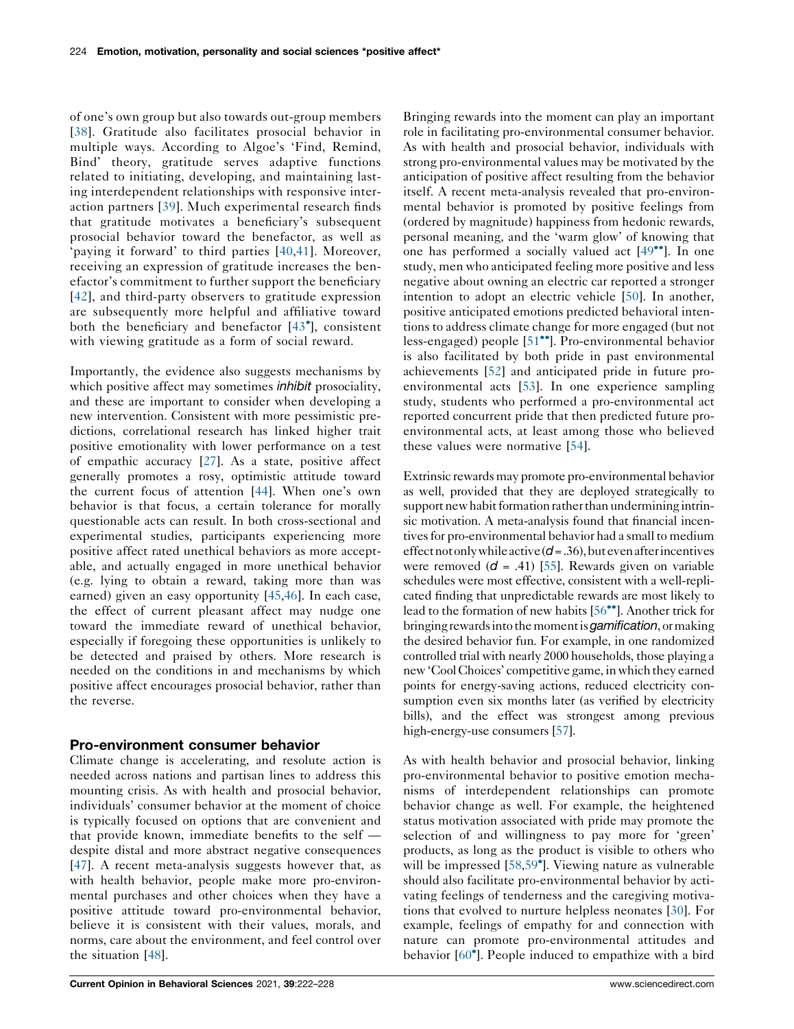of one's own group but also towards out-group members [38]. Gratitude also facilitates prosocial behavior in multiple ways. According to Algoe's 'Find, Remind, Bind' theory, gratitude serves adaptive functions related to initiating, developing, and maintaining lasting interdependent relationships with responsive interaction partners [39]. Much experimental research finds that gratitude motivates a beneficiary's subsequent prosocial behavior toward the benefactor, as well as 'paying it forward' to third parties [40,41]. Moreover, receiving an expression of gratitude increases the benefactor's commitment to further support the beneficiary [42], and third-party observers to gratitude expression are subsequently more helpful and affiliative toward both the beneficiary and benefactor [43•], consistent with viewing gratitude as a form of social reward.

Importantly, the evidence also suggests mechanisms by which positive affect may sometimes *inhibit* prosociality, and these are important to consider when developing a new intervention. Consistent with more pessimistic predictions, correlational research has linked higher trait positive emotionality with lower performance on a test of empathic accuracy [27]. As a state, positive affect generally promotes a rosy, optimistic attitude toward the current focus of attention [44]. When one's own behavior is that focus, a certain tolerance for morally questionable acts can result. In both cross-sectional and experimental studies, participants experiencing more positive affect rated unethical behaviors as more acceptable, and actually engaged in more unethical behavior (e.g. lying to obtain a reward, taking more than was earned) given an easy opportunity [45,46]. In each case, the effect of current pleasant affect may nudge one toward the immediate reward of unethical behavior, especially if foregoing these opportunities is unlikely to be detected and praised by others. More research is needed on the conditions in and mechanisms by which positive affect encourages prosocial behavior, rather than the reverse.

## Pro-environment consumer behavior

Climate change is accelerating, and resolute action is needed across nations and partisan lines to address this mounting crisis. As with health and prosocial behavior, individuals' consumer behavior at the moment of choice is typically focused on options that are convenient and that provide known, immediate benefits to the self — despite distal and more abstract negative consequences [47]. A recent meta-analysis suggests however that, as with health behavior, people make more pro-environmental purchases and other choices when they have a positive attitude toward pro-environmental behavior, believe it is consistent with their values, morals, and norms, care about the environment, and feel control over the situation [48].

Bringing rewards into the moment can play an important role in facilitating pro-environmental consumer behavior. As with health and prosocial behavior, individuals with strong pro-environmental values may be motivated by the anticipation of positive affect resulting from the behavior itself. A recent meta-analysis revealed that pro-environmental behavior is promoted by positive feelings from (ordered by magnitude) happiness from hedonic rewards, personal meaning, and the 'warm glow' of knowing that one has performed a socially valued act [49••]. In one study, men who anticipated feeling more positive and less negative about owning an electric car reported a stronger intention to adopt an electric vehicle [50]. In another, positive anticipated emotions predicted behavioral intentions to address climate change for more engaged (but not less-engaged) people [51••]. Pro-environmental behavior is also facilitated by both pride in past environmental achievements [52] and anticipated pride in future pro-environmental acts [53]. In one experience sampling study, students who performed a pro-environmental act reported concurrent pride that then predicted future pro-environmental acts, at least among those who believed these values were normative [54].

Extrinsic rewards may promote pro-environmental behavior as well, provided that they are deployed strategically to support new habit formation rather than undermining intrinsic motivation. A meta-analysis found that financial incentives for pro-environmental behavior had a small to medium effect not only while active ($d = .36$), but even after incentives were removed ($d = .41$) [55]. Rewards given on variable schedules were most effective, consistent with a well-replicated finding that unpredictable rewards are most likely to lead to the formation of new habits [56••]. Another trick for bringing rewards into the moment is *gamification*, or making the desired behavior fun. For example, in one randomized controlled trial with nearly 2000 households, those playing a new 'Cool Choices' competitive game, in which they earned points for energy-saving actions, reduced electricity consumption even six months later (as verified by electricity bills), and the effect was strongest among previous high-energy-use consumers [57].

As with health behavior and prosocial behavior, linking pro-environmental behavior to positive emotion mechanisms of interdependent relationships can promote behavior change as well. For example, the heightened status motivation associated with pride may promote the selection of and willingness to pay more for 'green' products, as long as the product is visible to others who will be impressed [58,59•]. Viewing nature as vulnerable should also facilitate pro-environmental behavior by activating feelings of tenderness and the caregiving motivations that evolved to nurture helpless neonates [30]. For example, feelings of empathy for and connection with nature can promote pro-environmental attitudes and behavior [60•]. People induced to empathize with a bird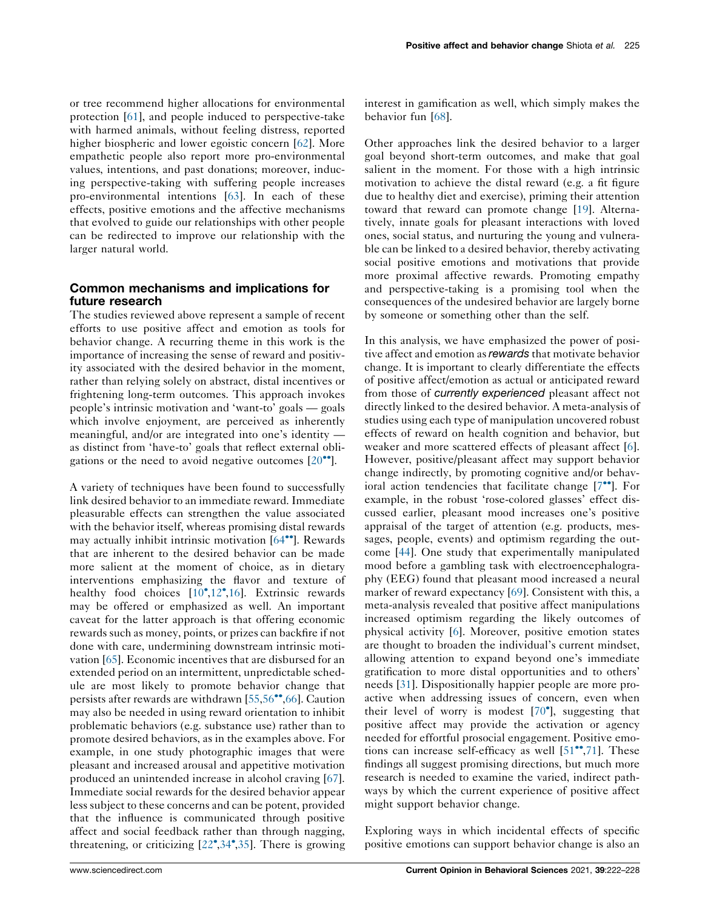or tree recommend higher allocations for environmental protection [61], and people induced to perspective-take with harmed animals, without feeling distress, reported higher biospheric and lower egoistic concern [62]. More empathetic people also report more pro-environmental values, intentions, and past donations; moreover, inducing perspective-taking with suffering people increases pro-environmental intentions [63]. In each of these effects, positive emotions and the affective mechanisms that evolved to guide our relationships with other people can be redirected to improve our relationship with the larger natural world.

## Common mechanisms and implications for future research

The studies reviewed above represent a sample of recent efforts to use positive affect and emotion as tools for behavior change. A recurring theme in this work is the importance of increasing the sense of reward and positivity associated with the desired behavior in the moment, rather than relying solely on abstract, distal incentives or frightening long-term outcomes. This approach invokes people's intrinsic motivation and 'want-to' goals — goals which involve enjoyment, are perceived as inherently meaningful, and/or are integrated into one's identity — as distinct from 'have-to' goals that reflect external obligations or the need to avoid negative outcomes [20••].

A variety of techniques have been found to successfully link desired behavior to an immediate reward. Immediate pleasurable effects can strengthen the value associated with the behavior itself, whereas promising distal rewards may actually inhibit intrinsic motivation [64••]. Rewards that are inherent to the desired behavior can be made more salient at the moment of choice, as in dietary interventions emphasizing the flavor and texture of healthy food choices [10•,12•,16]. Extrinsic rewards may be offered or emphasized as well. An important caveat for the latter approach is that offering economic rewards such as money, points, or prizes can backfire if not done with care, undermining downstream intrinsic motivation [65]. Economic incentives that are disbursed for an extended period on an intermittent, unpredictable schedule are most likely to promote behavior change that persists after rewards are withdrawn [55,56••,66]. Caution may also be needed in using reward orientation to inhibit problematic behaviors (e.g. substance use) rather than to promote desired behaviors, as in the examples above. For example, in one study photographic images that were pleasant and increased arousal and appetitive motivation produced an unintended increase in alcohol craving [67]. Immediate social rewards for the desired behavior appear less subject to these concerns and can be potent, provided that the influence is communicated through positive affect and social feedback rather than through nagging, threatening, or criticizing [22•,34•,35]. There is growing interest in gamification as well, which simply makes the behavior fun [68].

Other approaches link the desired behavior to a larger goal beyond short-term outcomes, and make that goal salient in the moment. For those with a high intrinsic motivation to achieve the distal reward (e.g. a fit figure due to healthy diet and exercise), priming their attention toward that reward can promote change [19]. Alternatively, innate goals for pleasant interactions with loved ones, social status, and nurturing the young and vulnerable can be linked to a desired behavior, thereby activating social positive emotions and motivations that provide more proximal affective rewards. Promoting empathy and perspective-taking is a promising tool when the consequences of the undesired behavior are largely borne by someone or something other than the self.

In this analysis, we have emphasized the power of positive affect and emotion as *rewards* that motivate behavior change. It is important to clearly differentiate the effects of positive affect/emotion as actual or anticipated reward from those of *currently experienced* pleasant affect not directly linked to the desired behavior. A meta-analysis of studies using each type of manipulation uncovered robust effects of reward on health cognition and behavior, but weaker and more scattered effects of pleasant affect [6]. However, positive/pleasant affect may support behavior change indirectly, by promoting cognitive and/or behavioral action tendencies that facilitate change [7••]. For example, in the robust 'rose-colored glasses' effect discussed earlier, pleasant mood increases one's positive appraisal of the target of attention (e.g. products, messages, people, events) and optimism regarding the outcome [44]. One study that experimentally manipulated mood before a gambling task with electroencephalography (EEG) found that pleasant mood increased a neural marker of reward expectancy [69]. Consistent with this, a meta-analysis revealed that positive affect manipulations increased optimism regarding the likely outcomes of physical activity [6]. Moreover, positive emotion states are thought to broaden the individual's current mindset, allowing attention to expand beyond one's immediate gratification to more distal opportunities and to others' needs [31]. Dispositionally happier people are more proactive when addressing issues of concern, even when their level of worry is modest [70•], suggesting that positive affect may provide the activation or agency needed for effortful prosocial engagement. Positive emotions can increase self-efficacy as well [51••,71]. These findings all suggest promising directions, but much more research is needed to examine the varied, indirect pathways by which the current experience of positive affect might support behavior change.

Exploring ways in which incidental effects of specific positive emotions can support behavior change is also an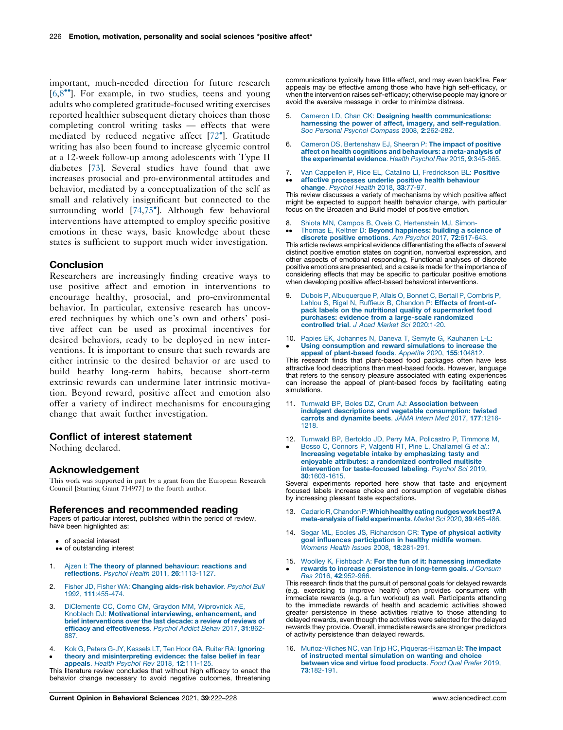important, much-needed direction for future research [6,8••]. For example, in two studies, teens and young adults who completed gratitude-focused writing exercises reported healthier subsequent dietary choices than those completing control writing tasks — effects that were mediated by reduced negative affect [72•]. Gratitude writing has also been found to increase glycemic control at a 12-week follow-up among adolescents with Type II diabetes [73]. Several studies have found that awe increases prosocial and pro-environmental attitudes and behavior, mediated by a conceptualization of the self as small and relatively insignificant but connected to the surrounding world [74,75•]. Although few behavioral interventions have attempted to employ specific positive emotions in these ways, basic knowledge about these states is sufficient to support much wider investigation.

## Conclusion

Researchers are increasingly finding creative ways to use positive affect and emotion in interventions to encourage healthy, prosocial, and pro-environmental behavior. In particular, extensive research has uncovered techniques by which one's own and others' positive affect can be used as proximal incentives for desired behaviors, ready to be deployed in new interventions. It is important to ensure that such rewards are either intrinsic to the desired behavior or are used to build heathy long-term habits, because short-term extrinsic rewards can undermine later intrinsic motivation. Beyond reward, positive affect and emotion also offer a variety of indirect mechanisms for encouraging change that await further investigation.

## Conflict of interest statement

Nothing declared.

## Acknowledgement

This work was supported in part by a grant from the European Research Council [Starting Grant 714977] to the fourth author.

## References and recommended reading

Papers of particular interest, published within the period of review, have been highlighted as:

- • of special interest
- •• of outstanding interest

1. Ajzen I: **The theory of planned behaviour: reactions and reflections**. *Psychol Health* 2011, **26**:1113-1127.

2. Fisher JD, Fisher WA: **Changing aids-risk behavior**. *Psychol Bull* 1992, **111**:455-474.

3. DiClemente CC, Corno CM, Graydon MM, Wiprovnick AE, Knoblach DJ: **Motivational interviewing, enhancement, and brief interventions over the last decade: a review of reviews of efficacy and effectiveness**. *Psychol Addict Behav* 2017, **31**:862-887.

4. • Kok G, Peters G-JY, Kessels LT, Ten Hoor GA, Ruiter RA: **Ignoring theory and misinterpreting evidence: the false belief in fear appeals**. *Health Psychol Rev* 2018, **12**:111-125.
This literature review concludes that without high efficacy to enact the behavior change necessary to avoid negative outcomes, threatening communications typically have little effect, and may even backfire. Fear appeals may be effective among those who have high self-efficacy, or when the intervention raises self-efficacy; otherwise people may ignore or avoid the aversive message in order to minimize distress.

5. Cameron LD, Chan CK: **Designing health communications: harnessing the power of affect, imagery, and self-regulation**. *Soc Personal Psychol Compass* 2008, **2**:262-282.

6. Cameron DS, Bertenshaw EJ, Sheeran P: **The impact of positive affect on health cognitions and behaviours: a meta-analysis of the experimental evidence**. *Health Psychol Rev* 2015, **9**:345-365.

7. •• Van Cappellen P, Rice EL, Catalino LI, Fredrickson BL: **Positive affective processes underlie positive health behaviour change**. *Psychol Health* 2018, **33**:77-97.
This review discusses a variety of mechanisms by which positive affect might be expected to support health behavior change, with particular focus on the Broaden and Build model of positive emotion.

8. •• Shiota MN, Campos B, Oveis C, Hertenstein MJ, Simon-Thomas E, Keltner D: **Beyond happiness: building a science of discrete positive emotions**. *Am Psychol* 2017, **72**:617-643.
This article reviews empirical evidence differentiating the effects of several distinct positive emotion states on cognition, nonverbal expression, and other aspects of emotional responding. Functional analyses of discrete positive emotions are presented, and a case is made for the importance of considering effects that may be specific to particular positive emotions when developing positive affect-based behavioral interventions.

9. Dubois P, Albuquerque P, Allais O, Bonnet C, Bertail P, Combris P, Lahlou S, Rigal N, Ruffieux B, Chandon P: **Effects of front-of-pack labels on the nutritional quality of supermarket food purchases: evidence from a large-scale randomized controlled trial**. *J Acad Market Sci* 2020:1-20.

10. • Papies EK, Johannes N, Daneva T, Semyte G, Kauhanen L-L: **Using consumption and reward simulations to increase the appeal of plant-based foods**. *Appetite* 2020, **155**:104812.
This research finds that plant-based food packages often have less attractive food descriptions than meat-based foods. However, language that refers to the sensory pleasure associated with eating experiences can increase the appeal of plant-based foods by facilitating eating simulations.

11. Turnwald BP, Boles DZ, Crum AJ: **Association between indulgent descriptions and vegetable consumption: twisted carrots and dynamite beets**. *JAMA Intern Med* 2017, **177**:1216-1218.

12. • Turnwald BP, Bertoldo JD, Perry MA, Policastro P, Timmons M, Bosso C, Connors P, Valgenti RT, Pine L, Challamel G *et al.*: **Increasing vegetable intake by emphasizing tasty and enjoyable attributes: a randomized controlled multisite intervention for taste-focused labeling**. *Psychol Sci* 2019, **30**:1603-1615.
Several experiments reported here show that taste and enjoyment focused labels increase choice and consumption of vegetable dishes by increasing pleasant taste expectations.

13. Cadario R, Chandon P: **Which healthy eating nudges work best? A meta-analysis of field experiments**. *Market Sci* 2020, **39**:465-486.

14. Segar ML, Eccles JS, Richardson CR: **Type of physical activity goal influences participation in healthy midlife women**. *Womens Health Issues* 2008, **18**:281-291.

15. • Woolley K, Fishbach A: **For the fun of it: harnessing immediate rewards to increase persistence in long-term goals**. *J Consum Res* 2016, **42**:952-966.
This research finds that the pursuit of personal goals for delayed rewards (e.g. exercising to improve health) often provides consumers with immediate rewards (e.g. a fun workout) as well. Participants attending to the immediate rewards of health and academic activities showed greater persistence in these activities relative to those attending to delayed rewards, even though the activities were selected for the delayed rewards they provide. Overall, immediate rewards are stronger predictors of activity persistence than delayed rewards.

16. Muñoz-Vilches NC, van Trijp HC, Piqueras-Fiszman B: **The impact of instructed mental simulation on wanting and choice between vice and virtue food products**. *Food Qual Prefer* 2019, **73**:182-191.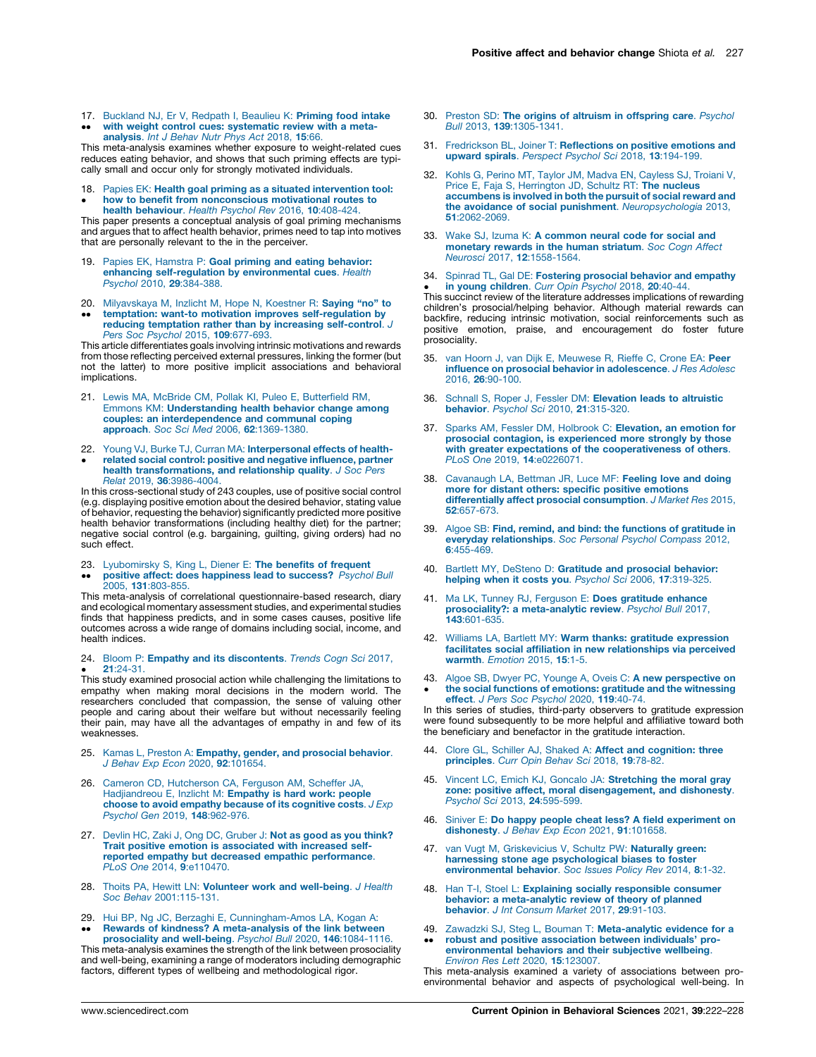17. Buckland NJ, Er V, Redpath I, Beaulieu K: **Priming food intake with weight control cues: systematic review with a meta-analysis**. *Int J Behav Nutr Phys Act* 2018, **15**:66.
••
This meta-analysis examines whether exposure to weight-related cues reduces eating behavior, and shows that such priming effects are typically small and occur only for strongly motivated individuals.

18. Papies EK: **Health goal priming as a situated intervention tool: how to benefit from nonconscious motivational routes to health behaviour**. *Health Psychol Rev* 2016, **10**:408-424.
•
This paper presents a conceptual analysis of goal priming mechanisms and argues that to affect health behavior, primes need to tap into motives that are personally relevant to the in the perceiver.

19. Papies EK, Hamstra P: **Goal priming and eating behavior: enhancing self-regulation by environmental cues**. *Health Psychol* 2010, **29**:384-388.

20. Milyavskaya M, Inzlicht M, Hope N, Koestner R: **Saying "no" to temptation: want-to motivation improves self-regulation by reducing temptation rather than by increasing self-control**. *J Pers Soc Psychol* 2015, **109**:677-693.
••
This article differentiates goals involving intrinsic motivations and rewards from those reflecting perceived external pressures, linking the former (but not the latter) to more positive implicit associations and behavioral implications.

21. Lewis MA, McBride CM, Pollak KI, Puleo E, Butterfield RM, Emmons KM: **Understanding health behavior change among couples: an interdependence and communal coping approach**. *Soc Sci Med* 2006, **62**:1369-1380.

22. Young VJ, Burke TJ, Curran MA: **Interpersonal effects of health-related social control: positive and negative influence, partner health transformations, and relationship quality**. *J Soc Pers Relat* 2019, **36**:3986-4004.
•
In this cross-sectional study of 243 couples, use of positive social control (e.g. displaying positive emotion about the desired behavior, stating value of behavior, requesting the behavior) significantly predicted more positive health behavior transformations (including healthy diet) for the partner; negative social control (e.g. bargaining, guilting, giving orders) had no such effect.

23. Lyubomirsky S, King L, Diener E: **The benefits of frequent positive affect: does happiness lead to success?** *Psychol Bull* 2005, **131**:803-855.
••
This meta-analysis of correlational questionnaire-based research, diary and ecological momentary assessment studies, and experimental studies finds that happiness predicts, and in some cases causes, positive life outcomes across a wide range of domains including social, income, and health indices.

24. Bloom P: **Empathy and its discontents**. *Trends Cogn Sci* 2017, **21**:24-31.
•
This study examined prosocial action while challenging the limitations to empathy when making moral decisions in the modern world. The researchers concluded that compassion, the sense of valuing other people and caring about their welfare but without necessarily feeling their pain, may have all the advantages of empathy in and few of its weaknesses.

25. Kamas L, Preston A: **Empathy, gender, and prosocial behavior**. *J Behav Exp Econ* 2020, **92**:101654.

26. Cameron CD, Hutcherson CA, Ferguson AM, Scheffer JA, Hadjiandreou E, Inzlicht M: **Empathy is hard work: people choose to avoid empathy because of its cognitive costs**. *J Exp Psychol Gen* 2019, **148**:962-976.

27. Devlin HC, Zaki J, Ong DC, Gruber J: **Not as good as you think? Trait positive emotion is associated with increased self-reported empathy but decreased empathic performance**. *PLoS One* 2014, **9**:e110470.

28. Thoits PA, Hewitt LN: **Volunteer work and well-being**. *J Health Soc Behav* 2001:115-131.

29. Hui BP, Ng JC, Berzaghi E, Cunningham-Amos LA, Kogan A: **Rewards of kindness? A meta-analysis of the link between prosociality and well-being**. *Psychol Bull* 2020, **146**:1084-1116.
••
This meta-analysis examines the strength of the link between prosociality and well-being, examining a range of moderators including demographic factors, different types of wellbeing and methodological rigor.

30. Preston SD: **The origins of altruism in offspring care**. *Psychol Bull* 2013, **139**:1305-1341.

31. Fredrickson BL, Joiner T: **Reflections on positive emotions and upward spirals**. *Perspect Psychol Sci* 2018, **13**:194-199.

32. Kohls G, Perino MT, Taylor JM, Madva EN, Cayless SJ, Troiani V, Price E, Faja S, Herrington JD, Schultz RT: **The nucleus accumbens is involved in both the pursuit of social reward and the avoidance of social punishment**. *Neuropsychologia* 2013, **51**:2062-2069.

33. Wake SJ, Izuma K: **A common neural code for social and monetary rewards in the human striatum**. *Soc Cogn Affect Neurosci* 2017, **12**:1558-1564.

34. Spinrad TL, Gal DE: **Fostering prosocial behavior and empathy in young children**. *Curr Opin Psychol* 2018, **20**:40-44.
•
This succinct review of the literature addresses implications of rewarding children's prosocial/helping behavior. Although material rewards can backfire, reducing intrinsic motivation, social reinforcements such as positive emotion, praise, and encouragement do foster future prosociality.

35. van Hoorn J, van Dijk E, Meuwese R, Rieffe C, Crone EA: **Peer influence on prosocial behavior in adolescence**. *J Res Adolesc* 2016, **26**:90-100.

36. Schnall S, Roper J, Fessler DM: **Elevation leads to altruistic behavior**. *Psychol Sci* 2010, **21**:315-320.

37. Sparks AM, Fessler DM, Holbrook C: **Elevation, an emotion for prosocial contagion, is experienced more strongly by those with greater expectations of the cooperativeness of others**. *PLoS One* 2019, **14**:e0226071.

38. Cavanaugh LA, Bettman JR, Luce MF: **Feeling love and doing more for distant others: specific positive emotions differentially affect prosocial consumption**. *J Market Res* 2015, **52**:657-673.

39. Algoe SB: **Find, remind, and bind: the functions of gratitude in everyday relationships**. *Soc Personal Psychol Compass* 2012, **6**:455-469.

40. Bartlett MY, DeSteno D: **Gratitude and prosocial behavior: helping when it costs you**. *Psychol Sci* 2006, **17**:319-325.

41. Ma LK, Tunney RJ, Ferguson E: **Does gratitude enhance prosociality?: a meta-analytic review**. *Psychol Bull* 2017, **143**:601-635.

42. Williams LA, Bartlett MY: **Warm thanks: gratitude expression facilitates social affiliation in new relationships via perceived warmth**. *Emotion* 2015, **15**:1-5.

43. Algoe SB, Dwyer PC, Younge A, Oveis C: **A new perspective on the social functions of emotions: gratitude and the witnessing effect**. *J Pers Soc Psychol* 2020, **119**:40-74.
•
In this series of studies, third-party observers to gratitude expression were found subsequently to be more helpful and affiliative toward both the beneficiary and benefactor in the gratitude interaction.

44. Clore GL, Schiller AJ, Shaked A: **Affect and cognition: three principles**. *Curr Opin Behav Sci* 2018, **19**:78-82.

45. Vincent LC, Emich KJ, Goncalo JA: **Stretching the moral gray zone: positive affect, moral disengagement, and dishonesty**. *Psychol Sci* 2013, **24**:595-599.

46. Siniver E: **Do happy people cheat less? A field experiment on dishonesty**. *J Behav Exp Econ* 2021, **91**:101658.

47. van Vugt M, Griskevicius V, Schultz PW: **Naturally green: harnessing stone age psychological biases to foster environmental behavior**. *Soc Issues Policy Rev* 2014, **8**:1-32.

48. Han T-I, Stoel L: **Explaining socially responsible consumer behavior: a meta-analytic review of theory of planned behavior**. *J Int Consum Market* 2017, **29**:91-103.

49. Zawadzki SJ, Steg L, Bouman T: **Meta-analytic evidence for a robust and positive association between individuals' pro-environmental behaviors and their subjective wellbeing**. *Environ Res Lett* 2020, **15**:123007.
••
This meta-analysis examined a variety of associations between pro-environmental behavior and aspects of psychological well-being. In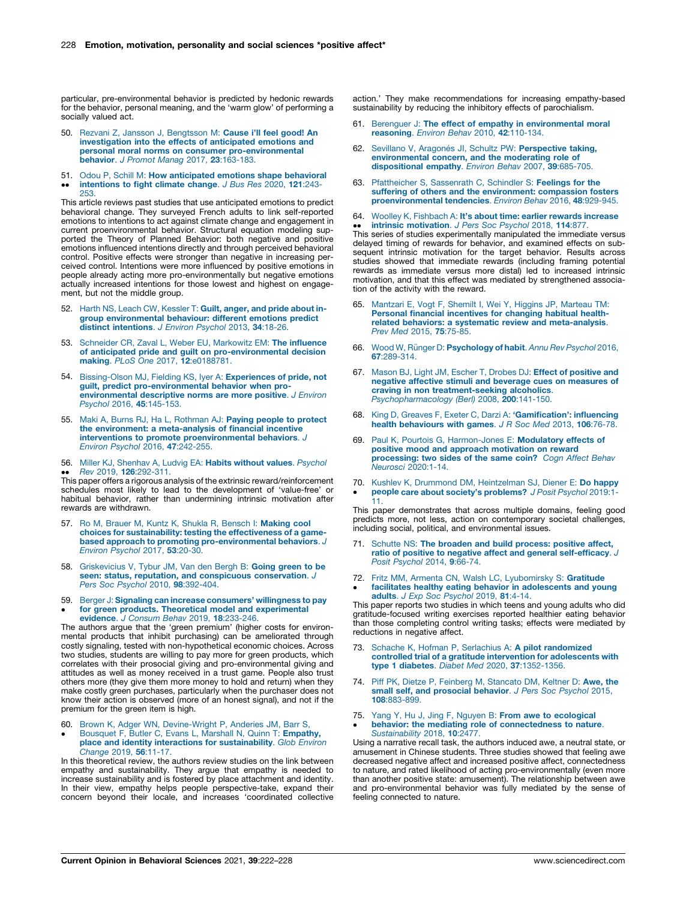particular, pre-environmental behavior is predicted by hedonic rewards for the behavior, personal meaning, and the 'warm glow' of performing a socially valued act.

50. Rezvani Z, Jansson J, Bengtsson M: **Cause i'll feel good! An investigation into the effects of anticipated emotions and personal moral norms on consumer pro-environmental behavior**. *J Promot Manag* 2017, **23**:163-183.

51. •• Odou P, Schill M: **How anticipated emotions shape behavioral intentions to fight climate change**. *J Bus Res* 2020, **121**:243-253.

This article reviews past studies that use anticipated emotions to predict behavioral change. They surveyed French adults to link self-reported emotions to intentions to act against climate change and engagement in current proenvironmental behavior. Structural equation modeling supported the Theory of Planned Behavior: both negative and positive emotions influenced intentions directly and through perceived behavioral control. Positive effects were stronger than negative in increasing perceived control. Intentions were more influenced by positive emotions in people already acting more pro-environmentally but negative emotions actually increased intentions for those lowest and highest on engagement, but not the middle group.

52. Harth NS, Leach CW, Kessler T: **Guilt, anger, and pride about in-group environmental behaviour: different emotions predict distinct intentions**. *J Environ Psychol* 2013, **34**:18-26.

53. Schneider CR, Zaval L, Weber EU, Markowitz EM: **The influence of anticipated pride and guilt on pro-environmental decision making**. *PLoS One* 2017, **12**:e0188781.

54. Bissing-Olson MJ, Fielding KS, Iyer A: **Experiences of pride, not guilt, predict pro-environmental behavior when pro-environmental descriptive norms are more positive**. *J Environ Psychol* 2016, **45**:145-153.

55. Maki A, Burns RJ, Ha L, Rothman AJ: **Paying people to protect the environment: a meta-analysis of financial incentive interventions to promote proenvironmental behaviors**. *J Environ Psychol* 2016, **47**:242-255.

56. •• Miller KJ, Shenhav A, Ludvig EA: **Habits without values**. *Psychol Rev* 2019, **126**:292-311.

This paper offers a rigorous analysis of the extrinsic reward/reinforcement schedules most likely to lead to the development of 'value-free' or habitual behavior, rather than undermining intrinsic motivation after rewards are withdrawn.

57. Ro M, Brauer M, Kuntz K, Shukla R, Bensch I: **Making cool choices for sustainability: testing the effectiveness of a game-based approach to promoting pro-environmental behaviors**. *J Environ Psychol* 2017, **53**:20-30.

58. Griskevicius V, Tybur JM, Van den Bergh B: **Going green to be seen: status, reputation, and conspicuous conservation**. *J Pers Soc Psychol* 2010, **98**:392-404.

59. • Berger J: **Signaling can increase consumers' willingness to pay for green products. Theoretical model and experimental evidence**. *J Consum Behav* 2019, **18**:233-246.

The authors argue that the 'green premium' (higher costs for environmental products that inhibit purchasing) can be ameliorated through costly signaling, tested with non-hypothetical economic choices. Across two studies, students are willing to pay more for green products, which correlates with their prosocial giving and pro-environmental giving and attitudes as well as money received in a trust game. People also trust others more (they give them more money to hold and return) when they make costly green purchases, particularly when the purchaser does not know their action is observed (more of an honest signal), and not if the premium for the green item is high.

60. • Brown K, Adger WN, Devine-Wright P, Anderies JM, Barr S, Bousquet F, Butler C, Evans L, Marshall N, Quinn T: **Empathy, place and identity interactions for sustainability**. *Glob Environ Change* 2019, **56**:11-17.

In this theoretical review, the authors review studies on the link between empathy and sustainability. They argue that empathy is needed to increase sustainability and is fostered by place attachment and identity. In their view, empathy helps people perspective-take, expand their concern beyond their locale, and increases 'coordinated collective action.' They make recommendations for increasing empathy-based sustainability by reducing the inhibitory effects of parochialism.

61. Berenguer J: **The effect of empathy in environmental moral reasoning**. *Environ Behav* 2010, **42**:110-134.

62. Sevillano V, Aragonés JI, Schultz PW: **Perspective taking, environmental concern, and the moderating role of dispositional empathy**. *Environ Behav* 2007, **39**:685-705.

63. Pfattheicher S, Sassenrath C, Schindler S: **Feelings for the suffering of others and the environment: compassion fosters proenvironmental tendencies**. *Environ Behav* 2016, **48**:929-945.

64. •• Woolley K, Fishbach A: **It's about time: earlier rewards increase intrinsic motivation**. *J Pers Soc Psychol* 2018, **114**:877.

This series of studies experimentally manipulated the immediate versus delayed timing of rewards for behavior, and examined effects on subsequent intrinsic motivation for the target behavior. Results across studies showed that immediate rewards (including framing potential rewards as immediate versus more distal) led to increased intrinsic motivation, and that this effect was mediated by strengthened association of the activity with the reward.

65. Mantzari E, Vogt F, Shemilt I, Wei Y, Higgins JP, Marteau TM: **Personal financial incentives for changing habitual health-related behaviors: a systematic review and meta-analysis**. *Prev Med* 2015, **75**:75-85.

66. Wood W, Rünger D: **Psychology of habit**. *Annu Rev Psychol* 2016, **67**:289-314.

67. Mason BJ, Light JM, Escher T, Drobes DJ: **Effect of positive and negative affective stimuli and beverage cues on measures of craving in non treatment-seeking alcoholics**. *Psychopharmacology (Berl)* 2008, **200**:141-150.

68. King D, Greaves F, Exeter C, Darzi A: **'Gamification': influencing health behaviours with games**. *J R Soc Med* 2013, **106**:76-78.

69. Paul K, Pourtois G, Harmon-Jones E: **Modulatory effects of positive mood and approach motivation on reward processing: two sides of the same coin?** *Cogn Affect Behav Neurosci* 2020:1-14.

70. • Kushlev K, Drummond DM, Heintzelman SJ, Diener E: **Do happy people care about society's problems?** *J Posit Psychol* 2019:1-11.

This paper demonstrates that across multiple domains, feeling good predicts more, not less, action on contemporary societal challenges, including social, political, and environmental issues.

71. Schutte NS: **The broaden and build process: positive affect, ratio of positive to negative affect and general self-efficacy**. *J Posit Psychol* 2014, **9**:66-74.

72. • Fritz MM, Armenta CN, Walsh LC, Lyubomirsky S: **Gratitude facilitates healthy eating behavior in adolescents and young adults**. *J Exp Soc Psychol* 2019, **81**:4-14.

This paper reports two studies in which teens and young adults who did gratitude-focused writing exercises reported healthier eating behavior than those completing control writing tasks; effects were mediated by reductions in negative affect.

73. Schache K, Hofman P, Serlachius A: **A pilot randomized controlled trial of a gratitude intervention for adolescents with type 1 diabetes**. *Diabet Med* 2020, **37**:1352-1356.

74. Piff PK, Dietze P, Feinberg M, Stancato DM, Keltner D: **Awe, the small self, and prosocial behavior**. *J Pers Soc Psychol* 2015, **108**:883-899.

75. • Yang Y, Hu J, Jing F, Nguyen B: **From awe to ecological behavior: the mediating role of connectedness to nature**. *Sustainability* 2018, **10**:2477.

Using a narrative recall task, the authors induced awe, a neutral state, or amusement in Chinese students. Three studies showed that feeling awe decreased negative affect and increased positive affect, connectedness to nature, and rated likelihood of acting pro-environmentally (even more than another positive state: amusement). The relationship between awe and pro-environmental behavior was fully mediated by the sense of feeling connected to nature.